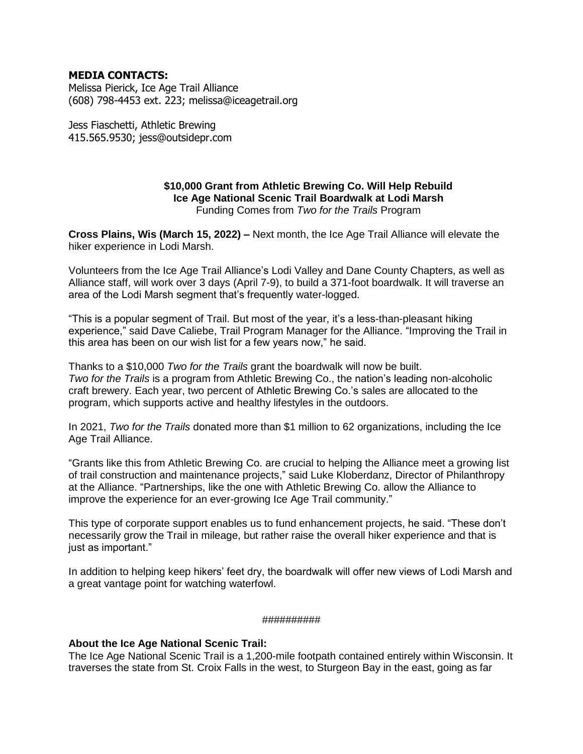**MEDIA CONTACTS:**
Melissa Pierick, Ice Age Trail Alliance
(608) 798-4453 ext. 223; melissa@iceagetrail.org

Jess Fiaschetti, Athletic Brewing
415.565.9530; jess@outsidepr.com

**$10,000 Grant from Athletic Brewing Co. Will Help Rebuild**
**Ice Age National Scenic Trail Boardwalk at Lodi Marsh**
Funding Comes from *Two for the Trails* Program

**Cross Plains, Wis (March 15, 2022) –** Next month, the Ice Age Trail Alliance will elevate the hiker experience in Lodi Marsh.

Volunteers from the Ice Age Trail Alliance's Lodi Valley and Dane County Chapters, as well as Alliance staff, will work over 3 days (April 7-9), to build a 371-foot boardwalk. It will traverse an area of the Lodi Marsh segment that's frequently water-logged.

"This is a popular segment of Trail. But most of the year, it's a less-than-pleasant hiking experience," said Dave Caliebe, Trail Program Manager for the Alliance. "Improving the Trail in this area has been on our wish list for a few years now," he said.

Thanks to a $10,000 *Two for the Trails* grant the boardwalk will now be built. *Two for the Trails* is a program from Athletic Brewing Co., the nation's leading non-alcoholic craft brewery. Each year, two percent of Athletic Brewing Co.'s sales are allocated to the program, which supports active and healthy lifestyles in the outdoors.

In 2021, *Two for the Trails* donated more than $1 million to 62 organizations, including the Ice Age Trail Alliance.

"Grants like this from Athletic Brewing Co. are crucial to helping the Alliance meet a growing list of trail construction and maintenance projects," said Luke Kloberdanz, Director of Philanthropy at the Alliance. "Partnerships, like the one with Athletic Brewing Co. allow the Alliance to improve the experience for an ever-growing Ice Age Trail community."

This type of corporate support enables us to fund enhancement projects, he said. "These don't necessarily grow the Trail in mileage, but rather raise the overall hiker experience and that is just as important."

In addition to helping keep hikers' feet dry, the boardwalk will offer new views of Lodi Marsh and a great vantage point for watching waterfowl.

##########

**About the Ice Age National Scenic Trail:**
The Ice Age National Scenic Trail is a 1,200-mile footpath contained entirely within Wisconsin. It traverses the state from St. Croix Falls in the west, to Sturgeon Bay in the east, going as far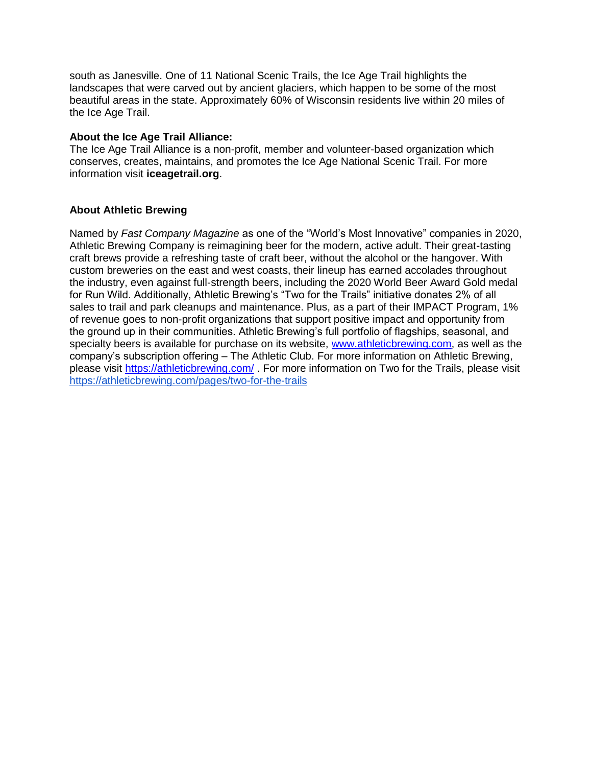south as Janesville. One of 11 National Scenic Trails, the Ice Age Trail highlights the landscapes that were carved out by ancient glaciers, which happen to be some of the most beautiful areas in the state. Approximately 60% of Wisconsin residents live within 20 miles of the Ice Age Trail.

**About the Ice Age Trail Alliance:**
The Ice Age Trail Alliance is a non-profit, member and volunteer-based organization which conserves, creates, maintains, and promotes the Ice Age National Scenic Trail. For more information visit **iceagetrail.org**.

**About Athletic Brewing**

Named by *Fast Company Magazine* as one of the "World's Most Innovative" companies in 2020, Athletic Brewing Company is reimagining beer for the modern, active adult. Their great-tasting craft brews provide a refreshing taste of craft beer, without the alcohol or the hangover. With custom breweries on the east and west coasts, their lineup has earned accolades throughout the industry, even against full-strength beers, including the 2020 World Beer Award Gold medal for Run Wild. Additionally, Athletic Brewing's "Two for the Trails" initiative donates 2% of all sales to trail and park cleanups and maintenance. Plus, as a part of their IMPACT Program, 1% of revenue goes to non-profit organizations that support positive impact and opportunity from the ground up in their communities. Athletic Brewing's full portfolio of flagships, seasonal, and specialty beers is available for purchase on its website, [www.athleticbrewing.com](www.athleticbrewing.com), as well as the company's subscription offering – The Athletic Club. For more information on Athletic Brewing, please visit [https://athleticbrewing.com/](https://athleticbrewing.com/) . For more information on Two for the Trails, please visit [https://athleticbrewing.com/pages/two-for-the-trails](https://athleticbrewing.com/pages/two-for-the-trails)